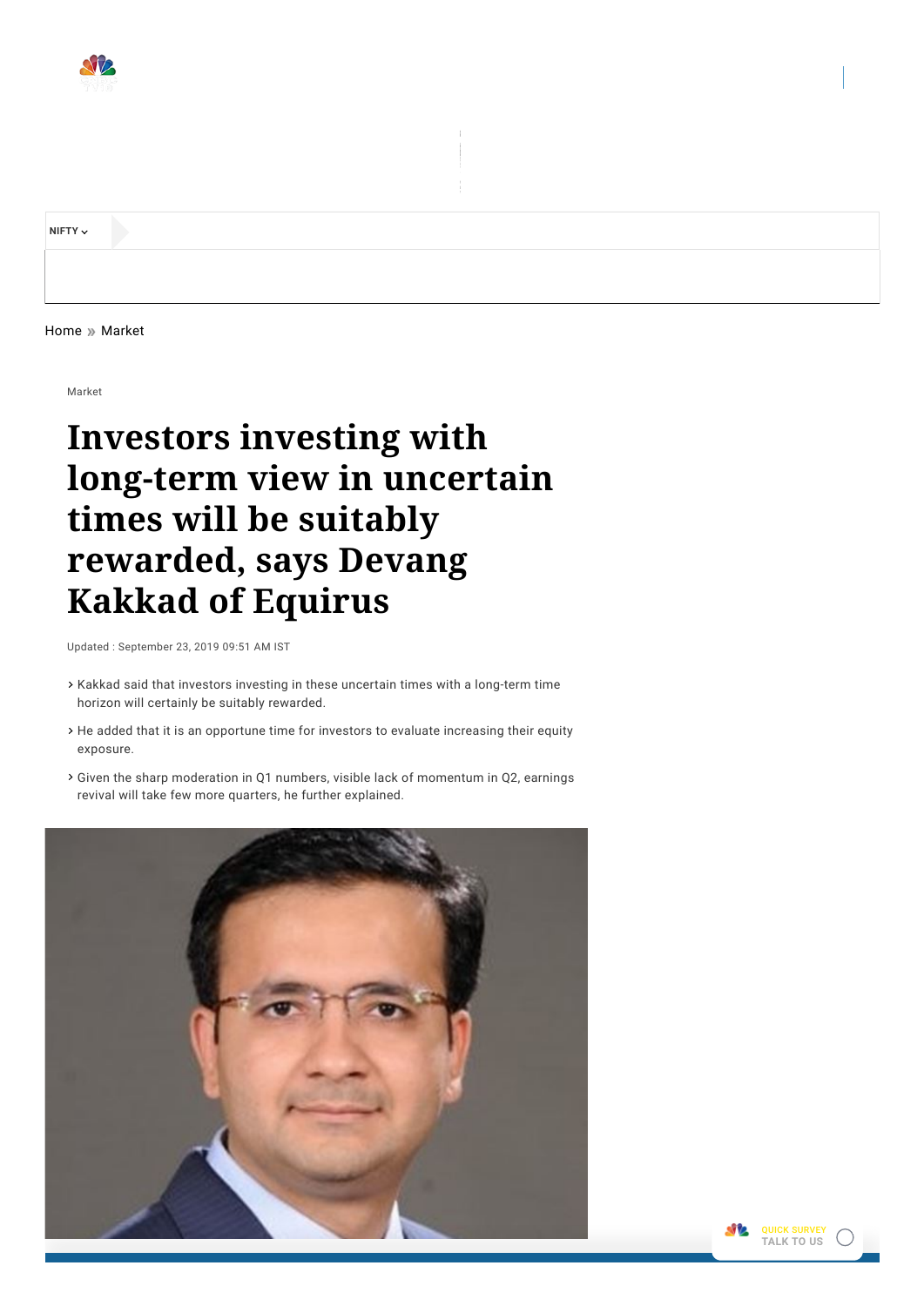Home » Market

Market

# Investors investing with long-term view in uncertain times will be suitably rewarded, says Devang Kakkad of Equirus

Updated : September 23, 2019 09:51 AM IST

- Kakkad said that investors investing in these uncertain times with a long-term time horizon will certainly be suitably rewarded.
- He added that it is an opportune time for investors to evaluate increasing their equity exposure.
- Given the sharp moderation in Q1 numbers, visible lack of momentum in Q2, earnings revival will take few more quarters, he further explained.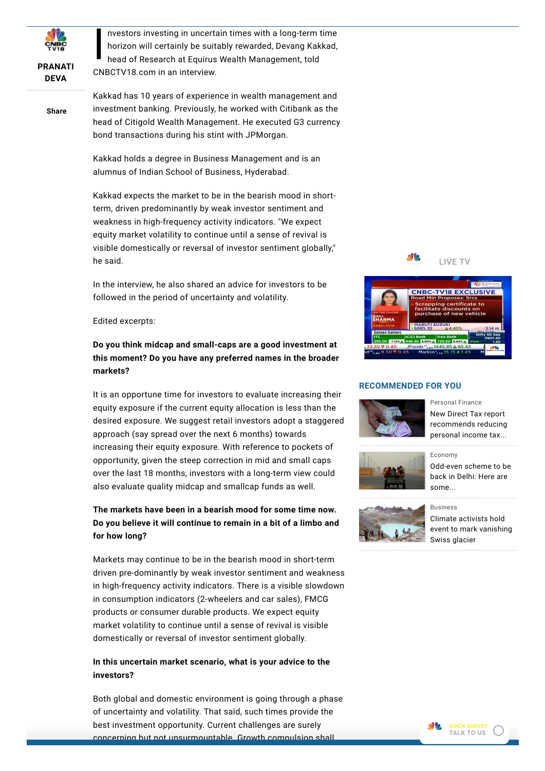**PRANATI DEVA**

Investors investing in uncertain times with a long-term time horizon will certainly be suitably rewarded, Devang Kakkad, head of Research at Equirus Wealth Management, told CNBCTV18.com in an interview.

Kakkad has 10 years of experience in wealth management and investment banking. Previously, he worked with Citibank as the head of Citigold Wealth Management. He executed G3 currency bond transactions during his stint with JPMorgan.

Kakkad holds a degree in Business Management and is an alumnus of Indian School of Business, Hyderabad.

Kakkad expects the market to be in the bearish mood in short-term, driven predominantly by weak investor sentiment and weakness in high-frequency activity indicators. "We expect equity market volatility to continue until a sense of revival is visible domestically or reversal of investor sentiment globally," he said.

In the interview, he also shared an advice for investors to be followed in the period of uncertainty and volatility.

Edited excerpts:

**Do you think midcap and small-caps are a good investment at this moment? Do you have any preferred names in the broader markets?**

It is an opportune time for investors to evaluate increasing their equity exposure if the current equity allocation is less than the desired exposure. We suggest retail investors adopt a staggered approach (say spread over the next 6 months) towards increasing their equity exposure. With reference to pockets of opportunity, given the steep correction in mid and small caps over the last 18 months, investors with a long-term view could also evaluate quality midcap and smallcap funds as well.

**The markets have been in a bearish mood for some time now. Do you believe it will continue to remain in a bit of a limbo and for how long?**

Markets may continue to be in the bearish mood in short-term driven pre-dominantly by weak investor sentiment and weakness in high-frequency activity indicators. There is a visible slowdown in consumption indicators (2-wheelers and car sales), FMCG products or consumer durable products. We expect equity market volatility to continue until a sense of revival is visible domestically or reversal of investor sentiment globally.

**In this uncertain market scenario, what is your advice to the investors?**

Both global and domestic environment is going through a phase of uncertainty and volatility. That said, such times provide the best investment opportunity. Current challenges are surely concerning but not unsurmountable. Growth compulsion shall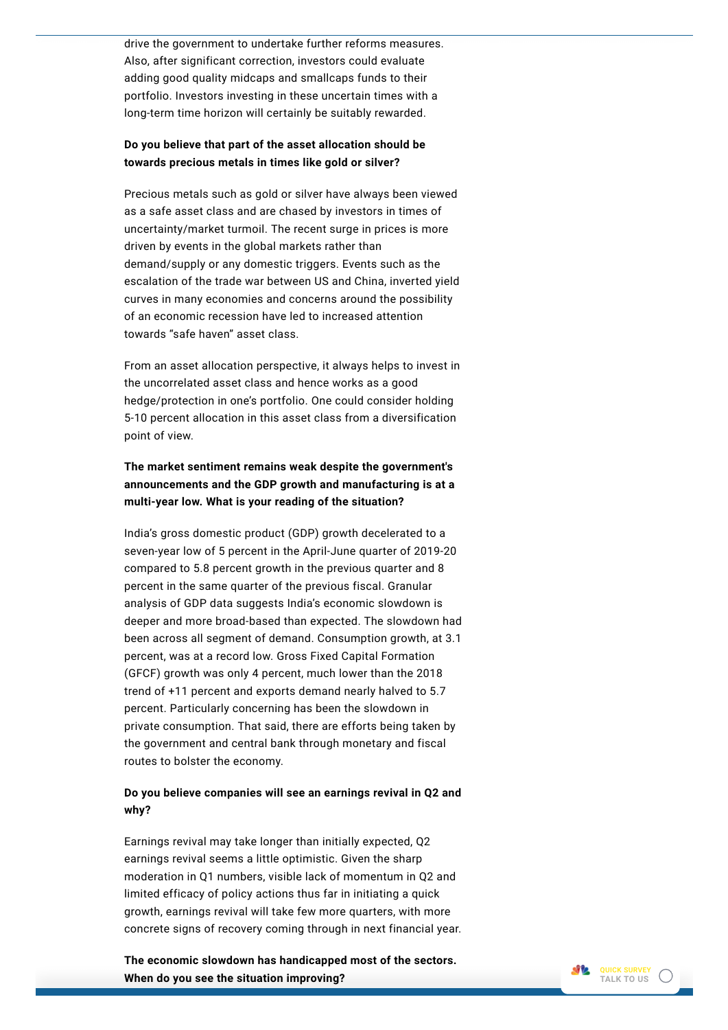drive the government to undertake further reforms measures. Also, after significant correction, investors could evaluate adding good quality midcaps and smallcaps funds to their portfolio. Investors investing in these uncertain times with a long-term time horizon will certainly be suitably rewarded.

**Do you believe that part of the asset allocation should be towards precious metals in times like gold or silver?**

Precious metals such as gold or silver have always been viewed as a safe asset class and are chased by investors in times of uncertainty/market turmoil. The recent surge in prices is more driven by events in the global markets rather than demand/supply or any domestic triggers. Events such as the escalation of the trade war between US and China, inverted yield curves in many economies and concerns around the possibility of an economic recession have led to increased attention towards "safe haven" asset class.

From an asset allocation perspective, it always helps to invest in the uncorrelated asset class and hence works as a good hedge/protection in one's portfolio. One could consider holding 5-10 percent allocation in this asset class from a diversification point of view.

**The market sentiment remains weak despite the government's announcements and the GDP growth and manufacturing is at a multi-year low. What is your reading of the situation?**

India's gross domestic product (GDP) growth decelerated to a seven-year low of 5 percent in the April-June quarter of 2019-20 compared to 5.8 percent growth in the previous quarter and 8 percent in the same quarter of the previous fiscal. Granular analysis of GDP data suggests India's economic slowdown is deeper and more broad-based than expected. The slowdown had been across all segment of demand. Consumption growth, at 3.1 percent, was at a record low. Gross Fixed Capital Formation (GFCF) growth was only 4 percent, much lower than the 2018 trend of +11 percent and exports demand nearly halved to 5.7 percent. Particularly concerning has been the slowdown in private consumption. That said, there are efforts being taken by the government and central bank through monetary and fiscal routes to bolster the economy.

**Do you believe companies will see an earnings revival in Q2 and why?**

Earnings revival may take longer than initially expected, Q2 earnings revival seems a little optimistic. Given the sharp moderation in Q1 numbers, visible lack of momentum in Q2 and limited efficacy of policy actions thus far in initiating a quick growth, earnings revival will take few more quarters, with more concrete signs of recovery coming through in next financial year.

**The economic slowdown has handicapped most of the sectors. When do you see the situation improving?**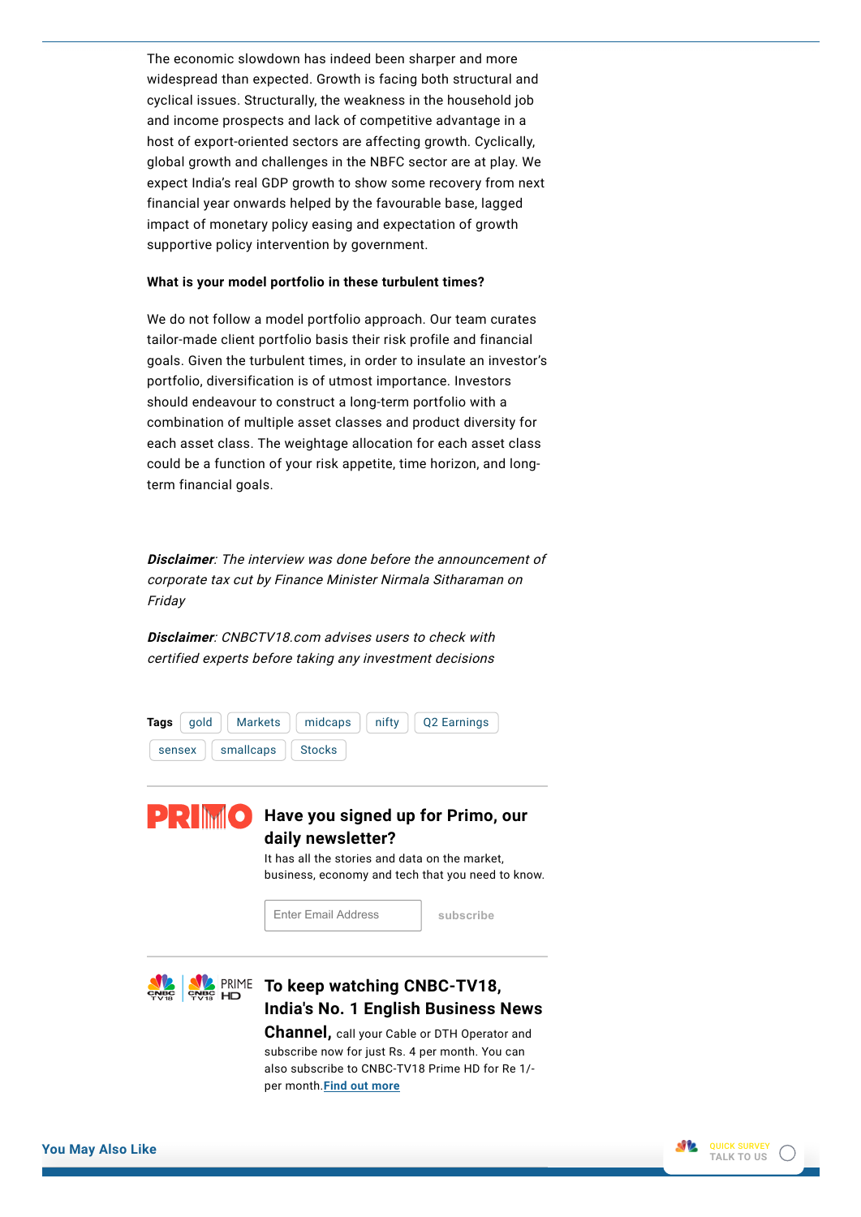The economic slowdown has indeed been sharper and more widespread than expected. Growth is facing both structural and cyclical issues. Structurally, the weakness in the household job and income prospects and lack of competitive advantage in a host of export-oriented sectors are affecting growth. Cyclically, global growth and challenges in the NBFC sector are at play. We expect India's real GDP growth to show some recovery from next financial year onwards helped by the favourable base, lagged impact of monetary policy easing and expectation of growth supportive policy intervention by government.

**What is your model portfolio in these turbulent times?**

We do not follow a model portfolio approach. Our team curates tailor-made client portfolio basis their risk profile and financial goals. Given the turbulent times, in order to insulate an investor's portfolio, diversification is of utmost importance. Investors should endeavour to construct a long-term portfolio with a combination of multiple asset classes and product diversity for each asset class. The weightage allocation for each asset class could be a function of your risk appetite, time horizon, and long-term financial goals.

***Disclaimer****: The interview was done before the announcement of corporate tax cut by Finance Minister Nirmala Sitharaman on Friday*

***Disclaimer****: CNBCTV18.com advises users to check with certified experts before taking any investment decisions*

**Tags** gold Markets midcaps nifty Q2 Earnings sensex smallcaps Stocks

PRIMO

**Have you signed up for Primo, our daily newsletter?**

It has all the stories and data on the market, business, economy and tech that you need to know.

Enter Email Address subscribe

**To keep watching CNBC-TV18, India's No. 1 English Business News Channel,** call your Cable or DTH Operator and subscribe now for just Rs. 4 per month. You can also subscribe to CNBC-TV18 Prime HD for Re 1/- per month. Find out more

**You May Also Like**

QUICK SURVEY TALK TO US